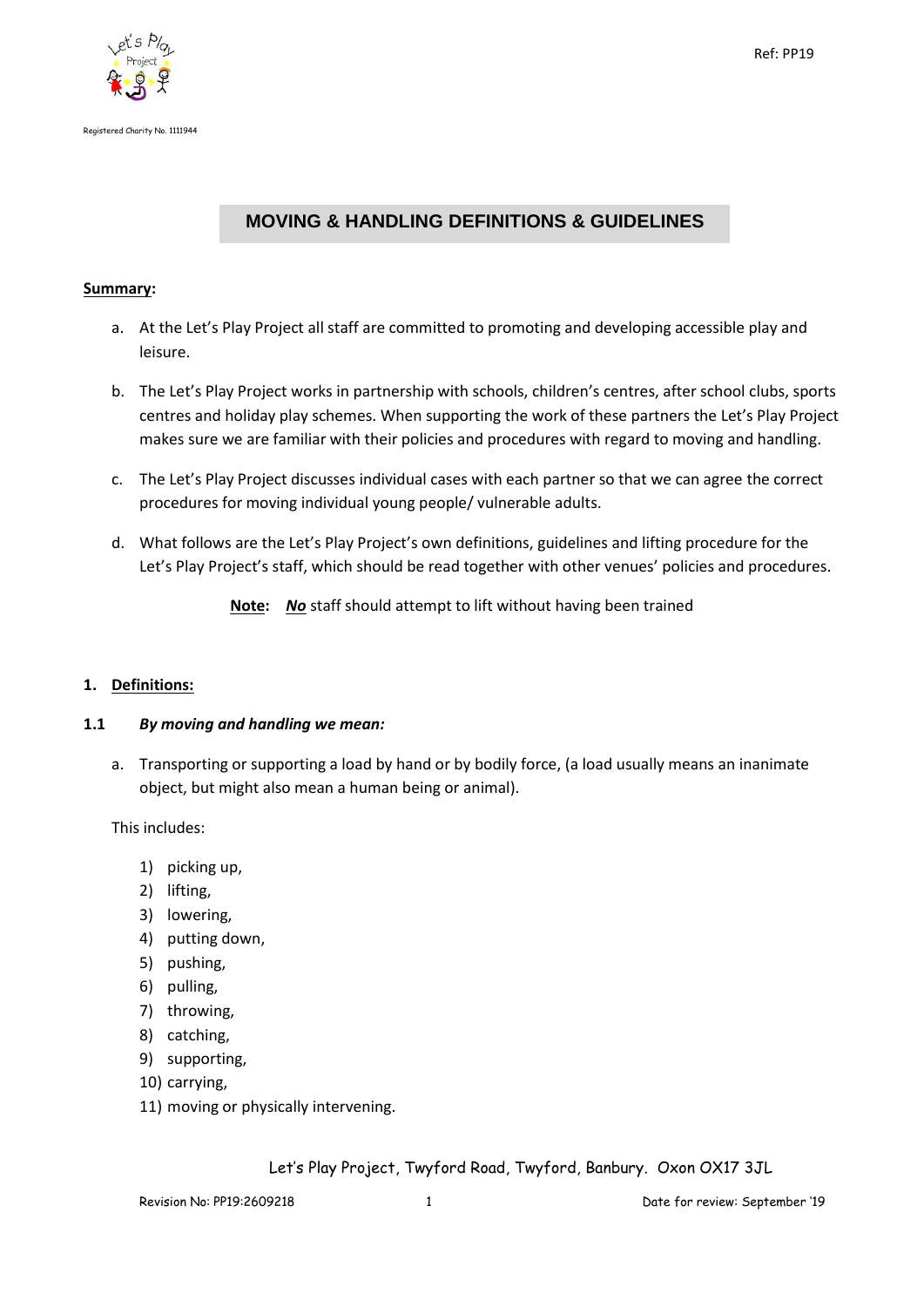Ref: PP19

Registered Charity No. 1111944

# MOVING & HANDLING DEFINITIONS & GUIDELINES

**Summary:**

a. At the Let's Play Project all staff are committed to promoting and developing accessible play and leisure.

b. The Let's Play Project works in partnership with schools, children's centres, after school clubs, sports centres and holiday play schemes. When supporting the work of these partners the Let's Play Project makes sure we are familiar with their policies and procedures with regard to moving and handling.

c. The Let's Play Project discusses individual cases with each partner so that we can agree the correct procedures for moving individual young people/ vulnerable adults.

d. What follows are the Let's Play Project's own definitions, guidelines and lifting procedure for the Let's Play Project's staff, which should be read together with other venues' policies and procedures.

**Note:** ***No*** staff should attempt to lift without having been trained

## 1. Definitions:

### 1.1 *By moving and handling we mean:*

a. Transporting or supporting a load by hand or by bodily force, (a load usually means an inanimate object, but might also mean a human being or animal).

This includes:

1) picking up,
2) lifting,
3) lowering,
4) putting down,
5) pushing,
6) pulling,
7) throwing,
8) catching,
9) supporting,
10) carrying,
11) moving or physically intervening.

Let's Play Project, Twyford Road, Twyford, Banbury. Oxon OX17 3JL

Revision No: PP19:2609218 | Date for review: September '19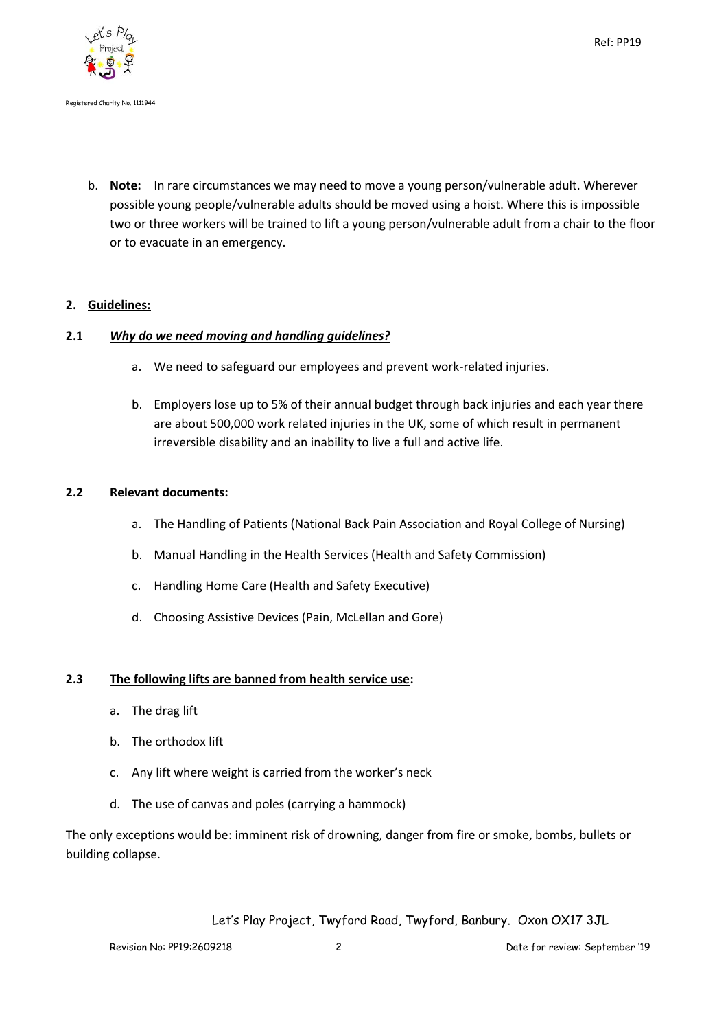b. **Note:** In rare circumstances we may need to move a young person/vulnerable adult. Wherever possible young people/vulnerable adults should be moved using a hoist. Where this is impossible two or three workers will be trained to lift a young person/vulnerable adult from a chair to the floor or to evacuate in an emergency.

## 2. Guidelines:

### 2.1 *Why do we need moving and handling guidelines?*

a. We need to safeguard our employees and prevent work-related injuries.

b. Employers lose up to 5% of their annual budget through back injuries and each year there are about 500,000 work related injuries in the UK, some of which result in permanent irreversible disability and an inability to live a full and active life.

### 2.2 Relevant documents:

a. The Handling of Patients (National Back Pain Association and Royal College of Nursing)

b. Manual Handling in the Health Services (Health and Safety Commission)

c. Handling Home Care (Health and Safety Executive)

d. Choosing Assistive Devices (Pain, McLellan and Gore)

### 2.3 The following lifts are banned from health service use:

a. The drag lift

b. The orthodox lift

c. Any lift where weight is carried from the worker's neck

d. The use of canvas and poles (carrying a hammock)

The only exceptions would be: imminent risk of drowning, danger from fire or smoke, bombs, bullets or building collapse.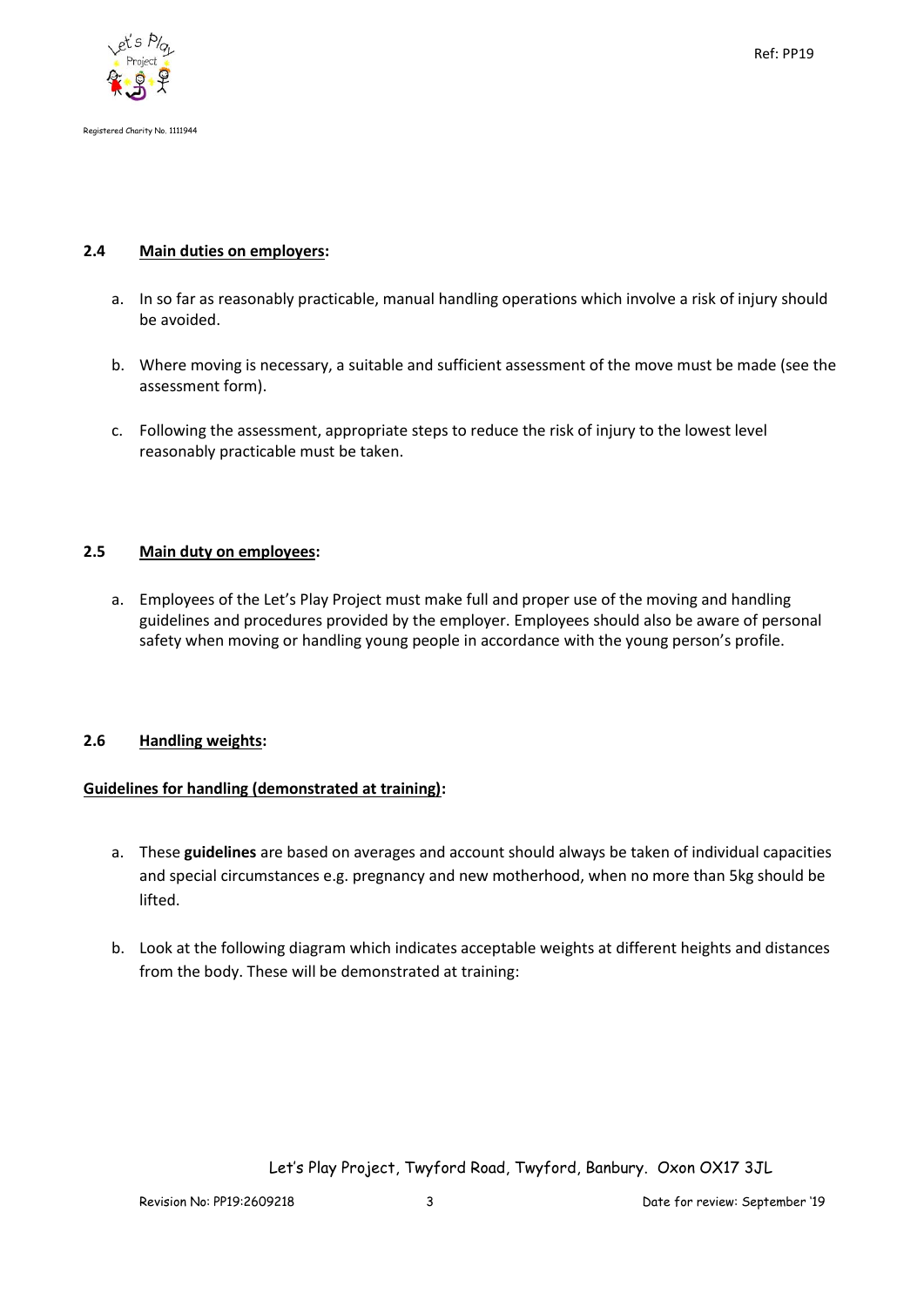### 2.4 **Main duties on employers:**

a. In so far as reasonably practicable, manual handling operations which involve a risk of injury should be avoided.

b. Where moving is necessary, a suitable and sufficient assessment of the move must be made (see the assessment form).

c. Following the assessment, appropriate steps to reduce the risk of injury to the lowest level reasonably practicable must be taken.

### 2.5 **Main duty on employees:**

a. Employees of the Let's Play Project must make full and proper use of the moving and handling guidelines and procedures provided by the employer. Employees should also be aware of personal safety when moving or handling young people in accordance with the young person's profile.

### 2.6 **Handling weights:**

**Guidelines for handling (demonstrated at training):**

a. These **guidelines** are based on averages and account should always be taken of individual capacities and special circumstances e.g. pregnancy and new motherhood, when no more than 5kg should be lifted.

b. Look at the following diagram which indicates acceptable weights at different heights and distances from the body. These will be demonstrated at training: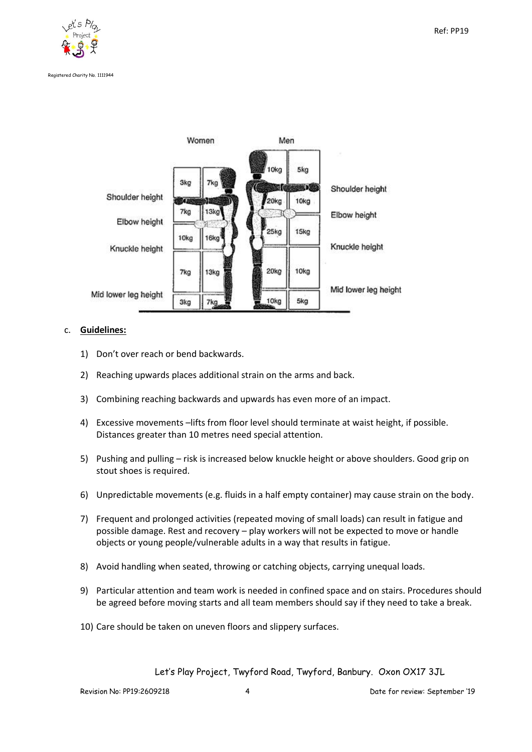Women

Men

Shoulder height

Elbow height

Knuckle height

Mid lower leg height

3kg 7kg

7kg 13kg

10kg 16kg

7kg 13kg

3kg 7kg

10kg 5kg

20kg 10kg

25kg 15kg

20kg 10kg

10kg 5kg

Shoulder height

Elbow height

Knuckle height

Mid lower leg height

c. **Guidelines:**

1) Don't over reach or bend backwards.
2) Reaching upwards places additional strain on the arms and back.
3) Combining reaching backwards and upwards has even more of an impact.
4) Excessive movements –lifts from floor level should terminate at waist height, if possible. Distances greater than 10 metres need special attention.
5) Pushing and pulling – risk is increased below knuckle height or above shoulders. Good grip on stout shoes is required.
6) Unpredictable movements (e.g. fluids in a half empty container) may cause strain on the body.
7) Frequent and prolonged activities (repeated moving of small loads) can result in fatigue and possible damage. Rest and recovery – play workers will not be expected to move or handle objects or young people/vulnerable adults in a way that results in fatigue.
8) Avoid handling when seated, throwing or catching objects, carrying unequal loads.
9) Particular attention and team work is needed in confined space and on stairs. Procedures should be agreed before moving starts and all team members should say if they need to take a break.
10) Care should be taken on uneven floors and slippery surfaces.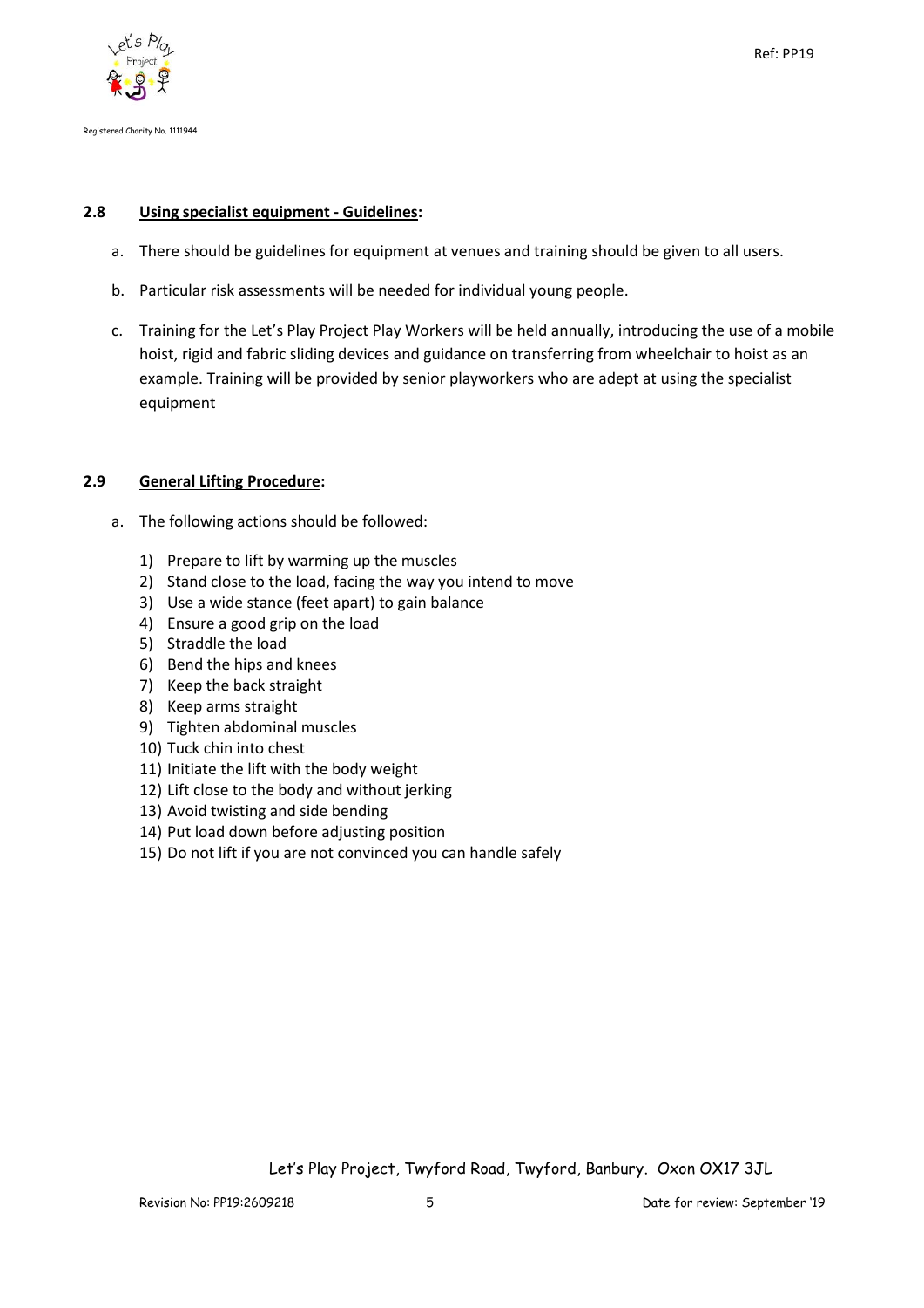### 2.8 Using specialist equipment - Guidelines:

a. There should be guidelines for equipment at venues and training should be given to all users.

b. Particular risk assessments will be needed for individual young people.

c. Training for the Let's Play Project Play Workers will be held annually, introducing the use of a mobile hoist, rigid and fabric sliding devices and guidance on transferring from wheelchair to hoist as an example. Training will be provided by senior playworkers who are adept at using the specialist equipment

### 2.9 General Lifting Procedure:

a. The following actions should be followed:

1) Prepare to lift by warming up the muscles
2) Stand close to the load, facing the way you intend to move
3) Use a wide stance (feet apart) to gain balance
4) Ensure a good grip on the load
5) Straddle the load
6) Bend the hips and knees
7) Keep the back straight
8) Keep arms straight
9) Tighten abdominal muscles
10) Tuck chin into chest
11) Initiate the lift with the body weight
12) Lift close to the body and without jerking
13) Avoid twisting and side bending
14) Put load down before adjusting position
15) Do not lift if you are not convinced you can handle safely